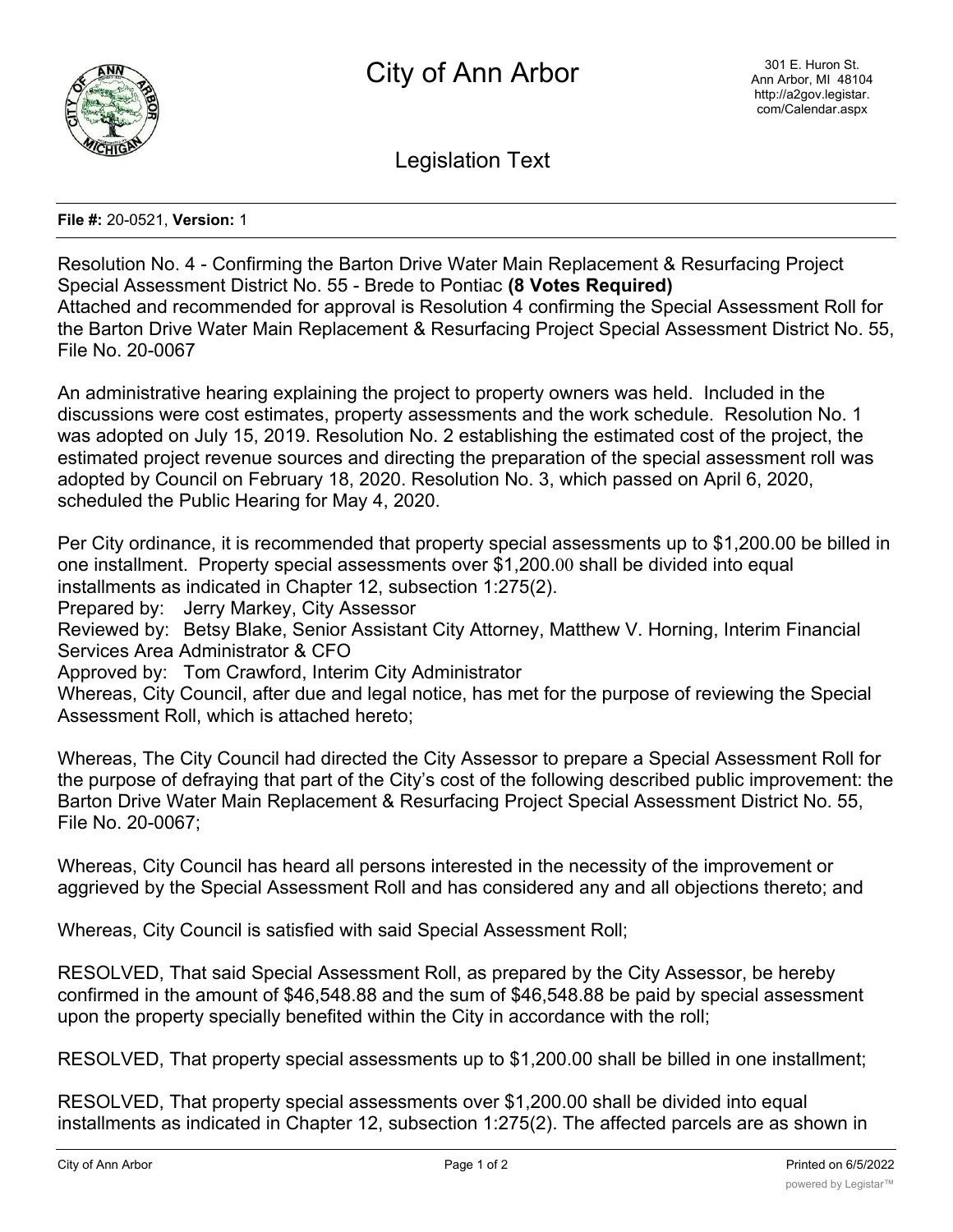# City of Ann Arbor

301 E. Huron St.
Ann Arbor, MI 48104
http://a2gov.legistar.com/Calendar.aspx

## Legislation Text

**File #:** 20-0521, **Version:** 1

Resolution No. 4 - Confirming the Barton Drive Water Main Replacement & Resurfacing Project Special Assessment District No. 55 - Brede to Pontiac **(8 Votes Required)**
Attached and recommended for approval is Resolution 4 confirming the Special Assessment Roll for the Barton Drive Water Main Replacement & Resurfacing Project Special Assessment District No. 55, File No. 20-0067

An administrative hearing explaining the project to property owners was held. Included in the discussions were cost estimates, property assessments and the work schedule. Resolution No. 1 was adopted on July 15, 2019. Resolution No. 2 establishing the estimated cost of the project, the estimated project revenue sources and directing the preparation of the special assessment roll was adopted by Council on February 18, 2020. Resolution No. 3, which passed on April 6, 2020, scheduled the Public Hearing for May 4, 2020.

Per City ordinance, it is recommended that property special assessments up to $1,200.00 be billed in one installment. Property special assessments over $1,200.00 shall be divided into equal installments as indicated in Chapter 12, subsection 1:275(2).
Prepared by: Jerry Markey, City Assessor
Reviewed by: Betsy Blake, Senior Assistant City Attorney, Matthew V. Horning, Interim Financial Services Area Administrator & CFO
Approved by: Tom Crawford, Interim City Administrator
Whereas, City Council, after due and legal notice, has met for the purpose of reviewing the Special Assessment Roll, which is attached hereto;

Whereas, The City Council had directed the City Assessor to prepare a Special Assessment Roll for the purpose of defraying that part of the City's cost of the following described public improvement: the Barton Drive Water Main Replacement & Resurfacing Project Special Assessment District No. 55, File No. 20-0067;

Whereas, City Council has heard all persons interested in the necessity of the improvement or aggrieved by the Special Assessment Roll and has considered any and all objections thereto; and

Whereas, City Council is satisfied with said Special Assessment Roll;

RESOLVED, That said Special Assessment Roll, as prepared by the City Assessor, be hereby confirmed in the amount of $46,548.88 and the sum of $46,548.88 be paid by special assessment upon the property specially benefited within the City in accordance with the roll;

RESOLVED, That property special assessments up to $1,200.00 shall be billed in one installment;

RESOLVED, That property special assessments over $1,200.00 shall be divided into equal installments as indicated in Chapter 12, subsection 1:275(2). The affected parcels are as shown in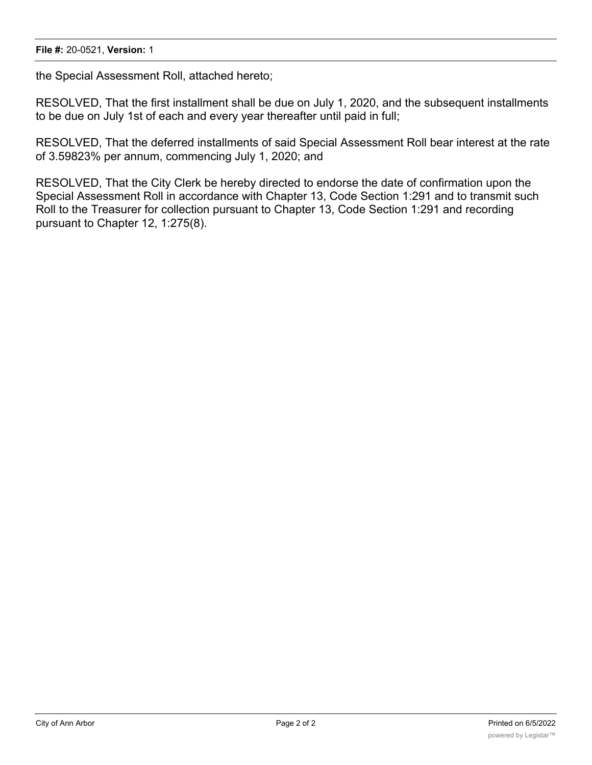the Special Assessment Roll, attached hereto;

RESOLVED, That the first installment shall be due on July 1, 2020, and the subsequent installments to be due on July 1st of each and every year thereafter until paid in full;

RESOLVED, That the deferred installments of said Special Assessment Roll bear interest at the rate of 3.59823% per annum, commencing July 1, 2020; and

RESOLVED, That the City Clerk be hereby directed to endorse the date of confirmation upon the Special Assessment Roll in accordance with Chapter 13, Code Section 1:291 and to transmit such Roll to the Treasurer for collection pursuant to Chapter 13, Code Section 1:291 and recording pursuant to Chapter 12, 1:275(8).